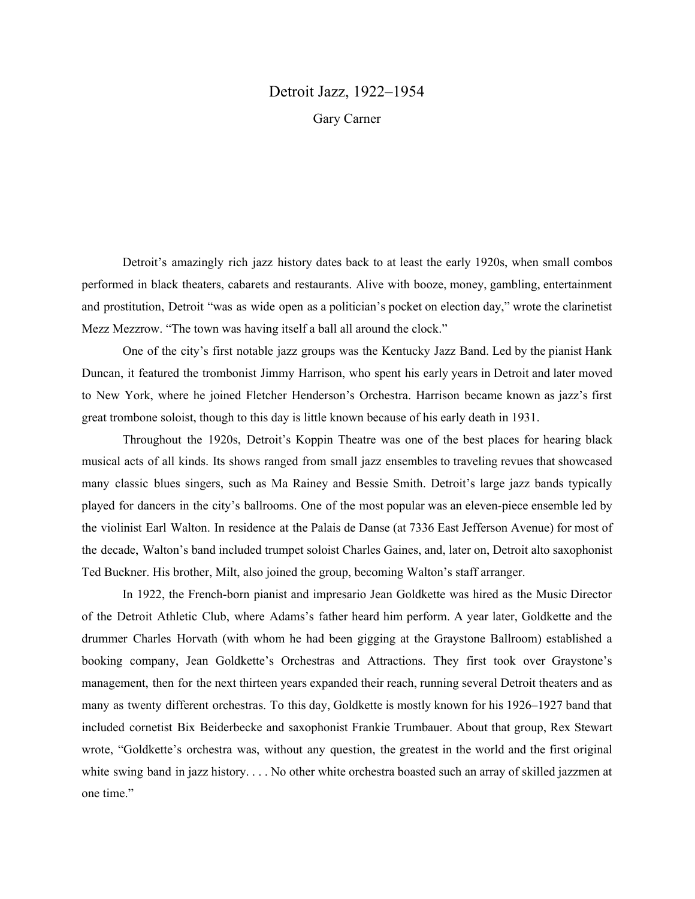# Detroit Jazz, 1922–1954

Gary Carner

Detroit's amazingly rich jazz history dates back to at least the early 1920s, when small combos performed in black theaters, cabarets and restaurants. Alive with booze, money, gambling, entertainment and prostitution, Detroit "was as wide open as a politician's pocket on election day," wrote the clarinetist Mezz Mezzrow. "The town was having itself a ball all around the clock."

One of the city's first notable jazz groups was the Kentucky Jazz Band. Led by the pianist Hank Duncan, it featured the trombonist Jimmy Harrison, who spent his early years in Detroit and later moved to New York, where he joined Fletcher Henderson's Orchestra. Harrison became known as jazz's first great trombone soloist, though to this day is little known because of his early death in 1931.

Throughout the 1920s, Detroit's Koppin Theatre was one of the best places for hearing black musical acts of all kinds. Its shows ranged from small jazz ensembles to traveling revues that showcased many classic blues singers, such as Ma Rainey and Bessie Smith. Detroit's large jazz bands typically played for dancers in the city's ballrooms. One of the most popular was an eleven-piece ensemble led by the violinist Earl Walton. In residence at the Palais de Danse (at 7336 East Jefferson Avenue) for most of the decade, Walton's band included trumpet soloist Charles Gaines, and, later on, Detroit alto saxophonist Ted Buckner. His brother, Milt, also joined the group, becoming Walton's staff arranger.

In 1922, the French-born pianist and impresario Jean Goldkette was hired as the Music Director of the Detroit Athletic Club, where Adams's father heard him perform. A year later, Goldkette and the drummer Charles Horvath (with whom he had been gigging at the Graystone Ballroom) established a booking company, Jean Goldkette's Orchestras and Attractions. They first took over Graystone's management, then for the next thirteen years expanded their reach, running several Detroit theaters and as many as twenty different orchestras. To this day, Goldkette is mostly known for his 1926–1927 band that included cornetist Bix Beiderbecke and saxophonist Frankie Trumbauer. About that group, Rex Stewart wrote, "Goldkette's orchestra was, without any question, the greatest in the world and the first original white swing band in jazz history. . . . No other white orchestra boasted such an array of skilled jazzmen at one time."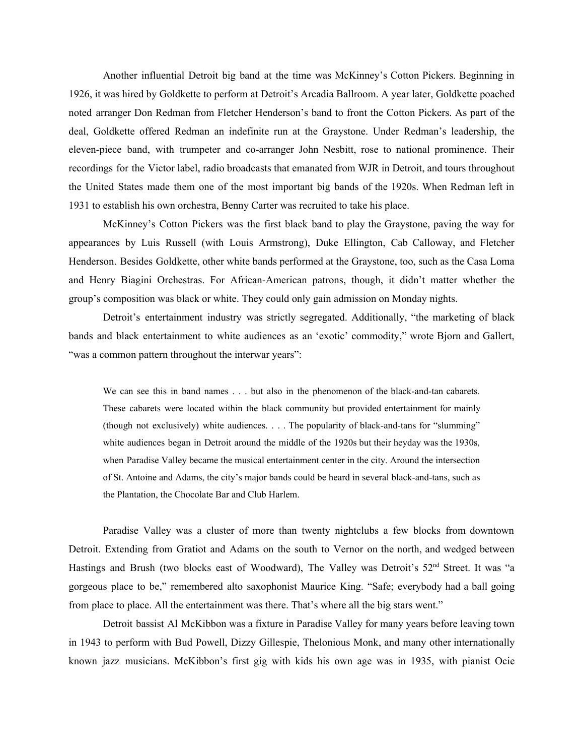Another influential Detroit big band at the time was McKinney's Cotton Pickers. Beginning in 1926, it was hired by Goldkette to perform at Detroit's Arcadia Ballroom. A year later, Goldkette poached noted arranger Don Redman from Fletcher Henderson's band to front the Cotton Pickers. As part of the deal, Goldkette offered Redman an indefinite run at the Graystone. Under Redman's leadership, the eleven-piece band, with trumpeter and co-arranger John Nesbitt, rose to national prominence. Their recordings for the Victor label, radio broadcasts that emanated from WJR in Detroit, and tours throughout the United States made them one of the most important big bands of the 1920s. When Redman left in 1931 to establish his own orchestra, Benny Carter was recruited to take his place.

McKinney's Cotton Pickers was the first black band to play the Graystone, paving the way for appearances by Luis Russell (with Louis Armstrong), Duke Ellington, Cab Calloway, and Fletcher Henderson. Besides Goldkette, other white bands performed at the Graystone, too, such as the Casa Loma and Henry Biagini Orchestras. For African-American patrons, though, it didn't matter whether the group's composition was black or white. They could only gain admission on Monday nights.

Detroit's entertainment industry was strictly segregated. Additionally, "the marketing of black bands and black entertainment to white audiences as an 'exotic' commodity," wrote Bjorn and Gallert, "was a common pattern throughout the interwar years":

> We can see this in band names . . . but also in the phenomenon of the black-and-tan cabarets. These cabarets were located within the black community but provided entertainment for mainly (though not exclusively) white audiences. . . . The popularity of black-and-tans for "slumming" white audiences began in Detroit around the middle of the 1920s but their heyday was the 1930s, when Paradise Valley became the musical entertainment center in the city. Around the intersection of St. Antoine and Adams, the city's major bands could be heard in several black-and-tans, such as the Plantation, the Chocolate Bar and Club Harlem.

Paradise Valley was a cluster of more than twenty nightclubs a few blocks from downtown Detroit. Extending from Gratiot and Adams on the south to Vernor on the north, and wedged between Hastings and Brush (two blocks east of Woodward), The Valley was Detroit's 52nd Street. It was "a gorgeous place to be," remembered alto saxophonist Maurice King. "Safe; everybody had a ball going from place to place. All the entertainment was there. That's where all the big stars went."

Detroit bassist Al McKibbon was a fixture in Paradise Valley for many years before leaving town in 1943 to perform with Bud Powell, Dizzy Gillespie, Thelonious Monk, and many other internationally known jazz musicians. McKibbon's first gig with kids his own age was in 1935, with pianist Ocie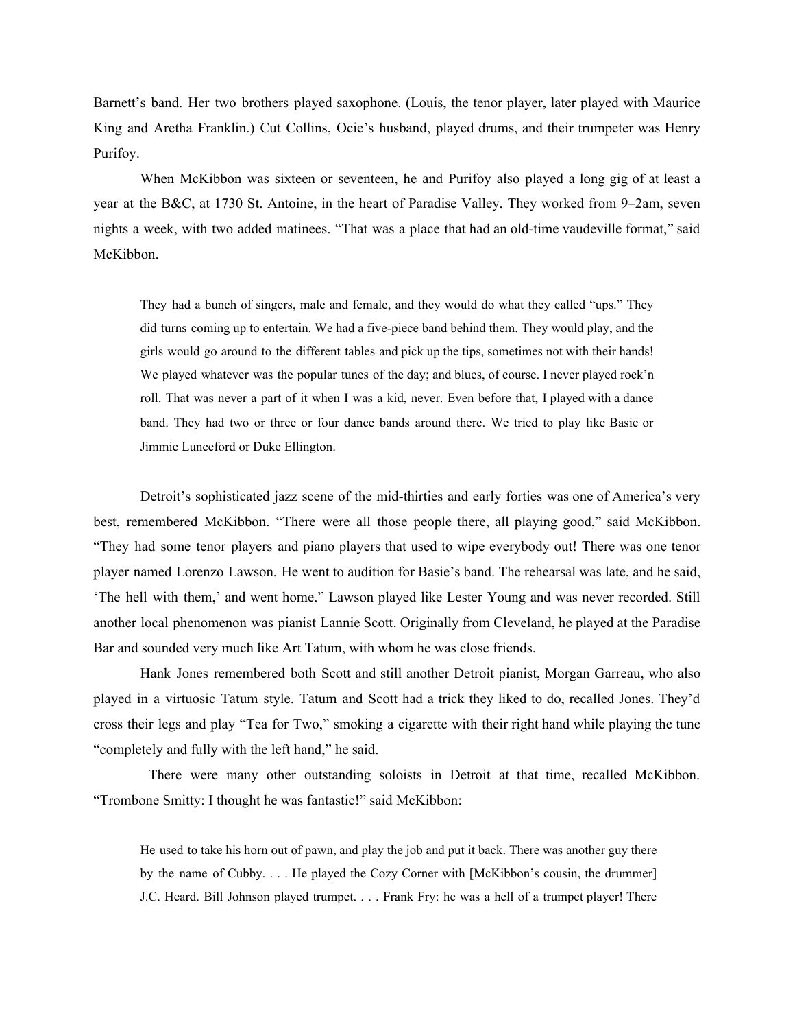Barnett's band. Her two brothers played saxophone. (Louis, the tenor player, later played with Maurice King and Aretha Franklin.) Cut Collins, Ocie's husband, played drums, and their trumpeter was Henry Purifoy.

When McKibbon was sixteen or seventeen, he and Purifoy also played a long gig of at least a year at the B&C, at 1730 St. Antoine, in the heart of Paradise Valley. They worked from 9–2am, seven nights a week, with two added matinees. "That was a place that had an old-time vaudeville format," said McKibbon.

> They had a bunch of singers, male and female, and they would do what they called "ups." They did turns coming up to entertain. We had a five-piece band behind them. They would play, and the girls would go around to the different tables and pick up the tips, sometimes not with their hands! We played whatever was the popular tunes of the day; and blues, of course. I never played rock'n roll. That was never a part of it when I was a kid, never. Even before that, I played with a dance band. They had two or three or four dance bands around there. We tried to play like Basie or Jimmie Lunceford or Duke Ellington.

Detroit's sophisticated jazz scene of the mid-thirties and early forties was one of America's very best, remembered McKibbon. "There were all those people there, all playing good," said McKibbon. "They had some tenor players and piano players that used to wipe everybody out! There was one tenor player named Lorenzo Lawson. He went to audition for Basie's band. The rehearsal was late, and he said, 'The hell with them,' and went home." Lawson played like Lester Young and was never recorded. Still another local phenomenon was pianist Lannie Scott. Originally from Cleveland, he played at the Paradise Bar and sounded very much like Art Tatum, with whom he was close friends.

Hank Jones remembered both Scott and still another Detroit pianist, Morgan Garreau, who also played in a virtuosic Tatum style. Tatum and Scott had a trick they liked to do, recalled Jones. They'd cross their legs and play "Tea for Two," smoking a cigarette with their right hand while playing the tune "completely and fully with the left hand," he said.

There were many other outstanding soloists in Detroit at that time, recalled McKibbon. "Trombone Smitty: I thought he was fantastic!" said McKibbon:

> He used to take his horn out of pawn, and play the job and put it back. There was another guy there by the name of Cubby. . . . He played the Cozy Corner with [McKibbon's cousin, the drummer] J.C. Heard. Bill Johnson played trumpet. . . . Frank Fry: he was a hell of a trumpet player! There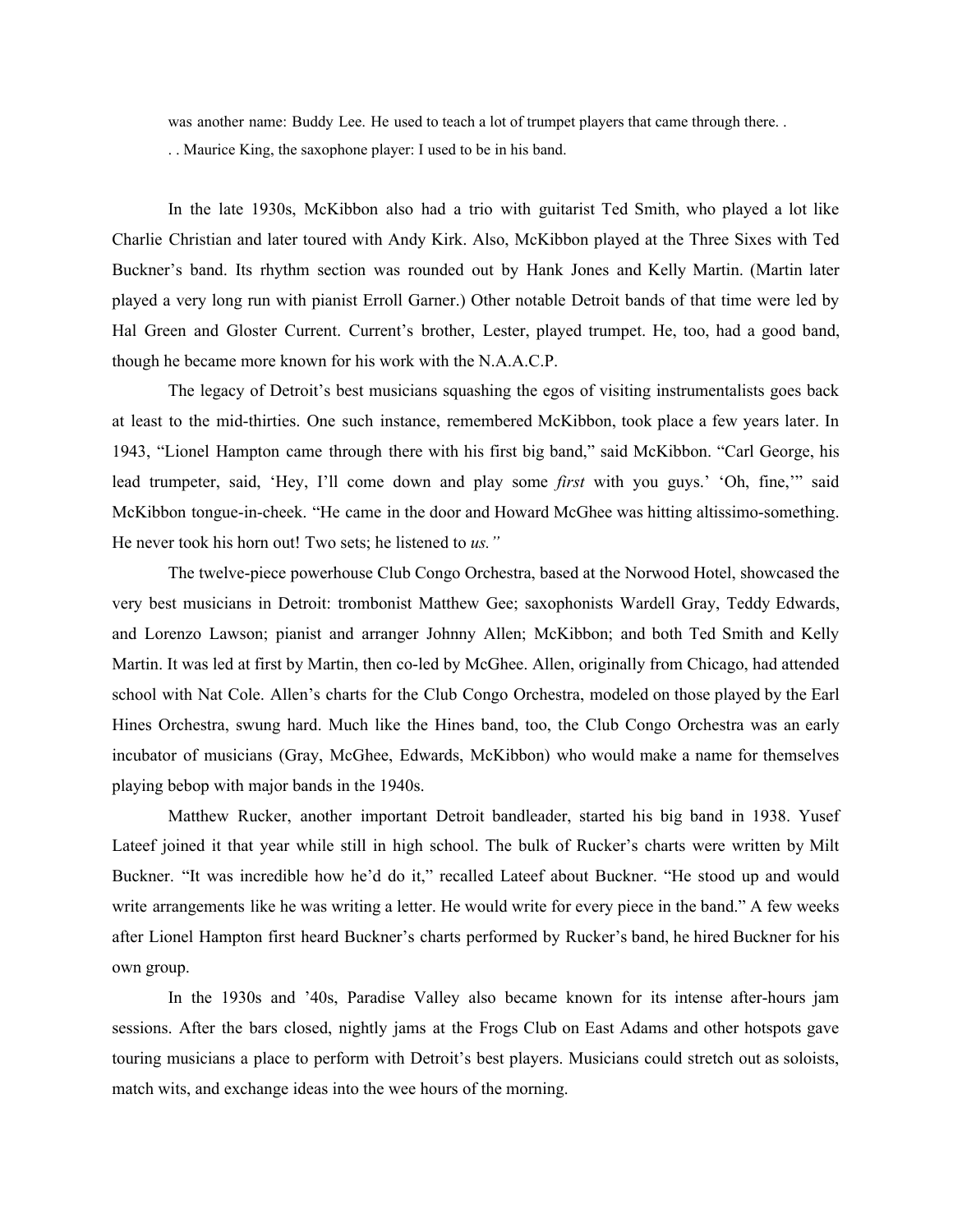was another name: Buddy Lee. He used to teach a lot of trumpet players that came through there. . . . Maurice King, the saxophone player: I used to be in his band.

In the late 1930s, McKibbon also had a trio with guitarist Ted Smith, who played a lot like Charlie Christian and later toured with Andy Kirk. Also, McKibbon played at the Three Sixes with Ted Buckner's band. Its rhythm section was rounded out by Hank Jones and Kelly Martin. (Martin later played a very long run with pianist Erroll Garner.) Other notable Detroit bands of that time were led by Hal Green and Gloster Current. Current's brother, Lester, played trumpet. He, too, had a good band, though he became more known for his work with the N.A.A.C.P.

The legacy of Detroit's best musicians squashing the egos of visiting instrumentalists goes back at least to the mid-thirties. One such instance, remembered McKibbon, took place a few years later. In 1943, "Lionel Hampton came through there with his first big band," said McKibbon. "Carl George, his lead trumpeter, said, 'Hey, I'll come down and play some *first* with you guys.' 'Oh, fine,'" said McKibbon tongue-in-cheek. "He came in the door and Howard McGhee was hitting altissimo-something. He never took his horn out! Two sets; he listened to *us.*"

The twelve-piece powerhouse Club Congo Orchestra, based at the Norwood Hotel, showcased the very best musicians in Detroit: trombonist Matthew Gee; saxophonists Wardell Gray, Teddy Edwards, and Lorenzo Lawson; pianist and arranger Johnny Allen; McKibbon; and both Ted Smith and Kelly Martin. It was led at first by Martin, then co-led by McGhee. Allen, originally from Chicago, had attended school with Nat Cole. Allen's charts for the Club Congo Orchestra, modeled on those played by the Earl Hines Orchestra, swung hard. Much like the Hines band, too, the Club Congo Orchestra was an early incubator of musicians (Gray, McGhee, Edwards, McKibbon) who would make a name for themselves playing bebop with major bands in the 1940s.

Matthew Rucker, another important Detroit bandleader, started his big band in 1938. Yusef Lateef joined it that year while still in high school. The bulk of Rucker's charts were written by Milt Buckner. "It was incredible how he'd do it," recalled Lateef about Buckner. "He stood up and would write arrangements like he was writing a letter. He would write for every piece in the band." A few weeks after Lionel Hampton first heard Buckner's charts performed by Rucker's band, he hired Buckner for his own group.

In the 1930s and '40s, Paradise Valley also became known for its intense after-hours jam sessions. After the bars closed, nightly jams at the Frogs Club on East Adams and other hotspots gave touring musicians a place to perform with Detroit's best players. Musicians could stretch out as soloists, match wits, and exchange ideas into the wee hours of the morning.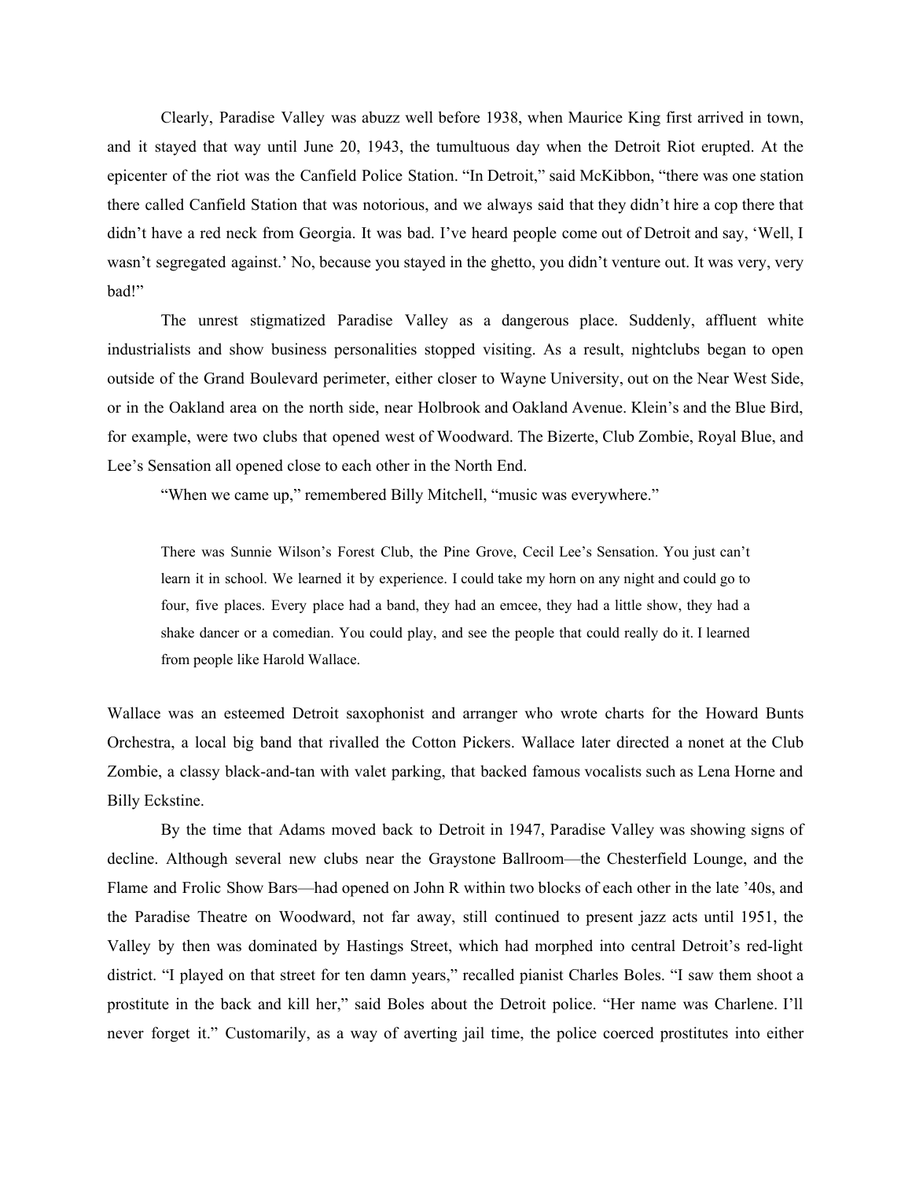Clearly, Paradise Valley was abuzz well before 1938, when Maurice King first arrived in town, and it stayed that way until June 20, 1943, the tumultuous day when the Detroit Riot erupted. At the epicenter of the riot was the Canfield Police Station. "In Detroit," said McKibbon, "there was one station there called Canfield Station that was notorious, and we always said that they didn't hire a cop there that didn't have a red neck from Georgia. It was bad. I've heard people come out of Detroit and say, 'Well, I wasn't segregated against.' No, because you stayed in the ghetto, you didn't venture out. It was very, very bad!"

The unrest stigmatized Paradise Valley as a dangerous place. Suddenly, affluent white industrialists and show business personalities stopped visiting. As a result, nightclubs began to open outside of the Grand Boulevard perimeter, either closer to Wayne University, out on the Near West Side, or in the Oakland area on the north side, near Holbrook and Oakland Avenue. Klein's and the Blue Bird, for example, were two clubs that opened west of Woodward. The Bizerte, Club Zombie, Royal Blue, and Lee's Sensation all opened close to each other in the North End.

"When we came up," remembered Billy Mitchell, "music was everywhere."

> There was Sunnie Wilson's Forest Club, the Pine Grove, Cecil Lee's Sensation. You just can't learn it in school. We learned it by experience. I could take my horn on any night and could go to four, five places. Every place had a band, they had an emcee, they had a little show, they had a shake dancer or a comedian. You could play, and see the people that could really do it. I learned from people like Harold Wallace.

Wallace was an esteemed Detroit saxophonist and arranger who wrote charts for the Howard Bunts Orchestra, a local big band that rivalled the Cotton Pickers. Wallace later directed a nonet at the Club Zombie, a classy black-and-tan with valet parking, that backed famous vocalists such as Lena Horne and Billy Eckstine.

By the time that Adams moved back to Detroit in 1947, Paradise Valley was showing signs of decline. Although several new clubs near the Graystone Ballroom—the Chesterfield Lounge, and the Flame and Frolic Show Bars—had opened on John R within two blocks of each other in the late '40s, and the Paradise Theatre on Woodward, not far away, still continued to present jazz acts until 1951, the Valley by then was dominated by Hastings Street, which had morphed into central Detroit's red-light district. "I played on that street for ten damn years," recalled pianist Charles Boles. "I saw them shoot a prostitute in the back and kill her," said Boles about the Detroit police. "Her name was Charlene. I'll never forget it." Customarily, as a way of averting jail time, the police coerced prostitutes into either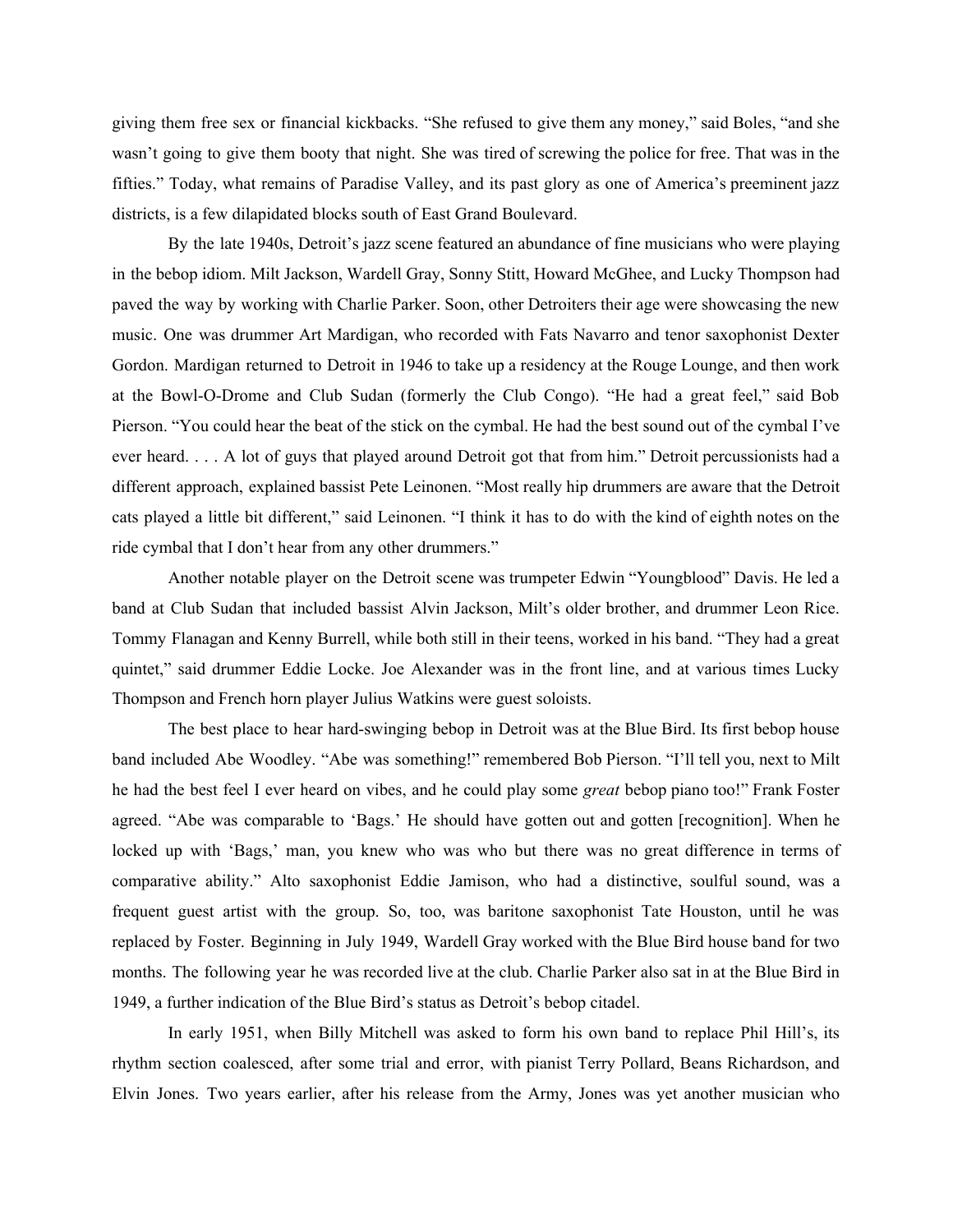giving them free sex or financial kickbacks. "She refused to give them any money," said Boles, "and she wasn't going to give them booty that night. She was tired of screwing the police for free. That was in the fifties." Today, what remains of Paradise Valley, and its past glory as one of America's preeminent jazz districts, is a few dilapidated blocks south of East Grand Boulevard.

By the late 1940s, Detroit's jazz scene featured an abundance of fine musicians who were playing in the bebop idiom. Milt Jackson, Wardell Gray, Sonny Stitt, Howard McGhee, and Lucky Thompson had paved the way by working with Charlie Parker. Soon, other Detroiters their age were showcasing the new music. One was drummer Art Mardigan, who recorded with Fats Navarro and tenor saxophonist Dexter Gordon. Mardigan returned to Detroit in 1946 to take up a residency at the Rouge Lounge, and then work at the Bowl-O-Drome and Club Sudan (formerly the Club Congo). "He had a great feel," said Bob Pierson. "You could hear the beat of the stick on the cymbal. He had the best sound out of the cymbal I've ever heard. . . . A lot of guys that played around Detroit got that from him." Detroit percussionists had a different approach, explained bassist Pete Leinonen. "Most really hip drummers are aware that the Detroit cats played a little bit different," said Leinonen. "I think it has to do with the kind of eighth notes on the ride cymbal that I don't hear from any other drummers."

Another notable player on the Detroit scene was trumpeter Edwin "Youngblood" Davis. He led a band at Club Sudan that included bassist Alvin Jackson, Milt's older brother, and drummer Leon Rice. Tommy Flanagan and Kenny Burrell, while both still in their teens, worked in his band. "They had a great quintet," said drummer Eddie Locke. Joe Alexander was in the front line, and at various times Lucky Thompson and French horn player Julius Watkins were guest soloists.

The best place to hear hard-swinging bebop in Detroit was at the Blue Bird. Its first bebop house band included Abe Woodley. "Abe was something!" remembered Bob Pierson. "I'll tell you, next to Milt he had the best feel I ever heard on vibes, and he could play some *great* bebop piano too!" Frank Foster agreed. "Abe was comparable to 'Bags.' He should have gotten out and gotten [recognition]. When he locked up with 'Bags,' man, you knew who was who but there was no great difference in terms of comparative ability." Alto saxophonist Eddie Jamison, who had a distinctive, soulful sound, was a frequent guest artist with the group. So, too, was baritone saxophonist Tate Houston, until he was replaced by Foster. Beginning in July 1949, Wardell Gray worked with the Blue Bird house band for two months. The following year he was recorded live at the club. Charlie Parker also sat in at the Blue Bird in 1949, a further indication of the Blue Bird's status as Detroit's bebop citadel.

In early 1951, when Billy Mitchell was asked to form his own band to replace Phil Hill's, its rhythm section coalesced, after some trial and error, with pianist Terry Pollard, Beans Richardson, and Elvin Jones. Two years earlier, after his release from the Army, Jones was yet another musician who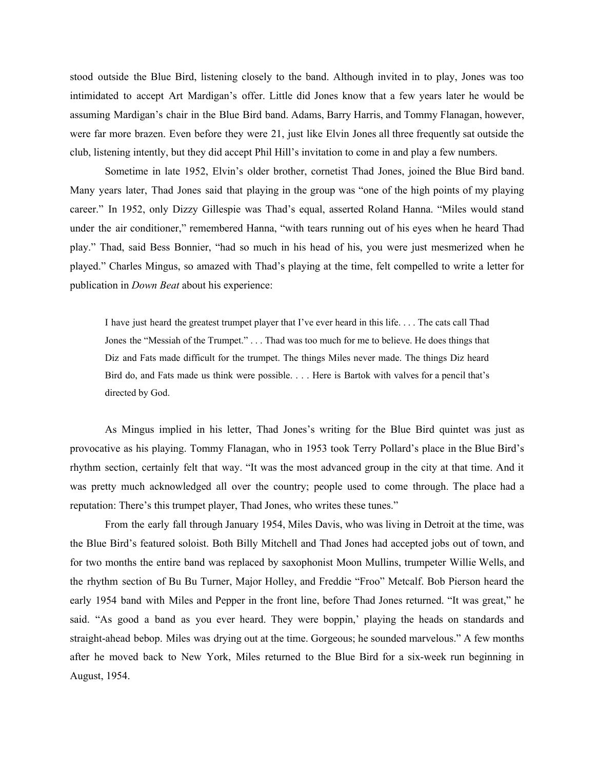stood outside the Blue Bird, listening closely to the band. Although invited in to play, Jones was too intimidated to accept Art Mardigan's offer. Little did Jones know that a few years later he would be assuming Mardigan's chair in the Blue Bird band. Adams, Barry Harris, and Tommy Flanagan, however, were far more brazen. Even before they were 21, just like Elvin Jones all three frequently sat outside the club, listening intently, but they did accept Phil Hill's invitation to come in and play a few numbers.

Sometime in late 1952, Elvin's older brother, cornetist Thad Jones, joined the Blue Bird band. Many years later, Thad Jones said that playing in the group was "one of the high points of my playing career." In 1952, only Dizzy Gillespie was Thad's equal, asserted Roland Hanna. "Miles would stand under the air conditioner," remembered Hanna, "with tears running out of his eyes when he heard Thad play." Thad, said Bess Bonnier, "had so much in his head of his, you were just mesmerized when he played." Charles Mingus, so amazed with Thad's playing at the time, felt compelled to write a letter for publication in *Down Beat* about his experience:

> I have just heard the greatest trumpet player that I've ever heard in this life. . . . The cats call Thad Jones the "Messiah of the Trumpet." . . . Thad was too much for me to believe. He does things that Diz and Fats made difficult for the trumpet. The things Miles never made. The things Diz heard Bird do, and Fats made us think were possible. . . . Here is Bartok with valves for a pencil that's directed by God.

As Mingus implied in his letter, Thad Jones's writing for the Blue Bird quintet was just as provocative as his playing. Tommy Flanagan, who in 1953 took Terry Pollard's place in the Blue Bird's rhythm section, certainly felt that way. "It was the most advanced group in the city at that time. And it was pretty much acknowledged all over the country; people used to come through. The place had a reputation: There's this trumpet player, Thad Jones, who writes these tunes."

From the early fall through January 1954, Miles Davis, who was living in Detroit at the time, was the Blue Bird's featured soloist. Both Billy Mitchell and Thad Jones had accepted jobs out of town, and for two months the entire band was replaced by saxophonist Moon Mullins, trumpeter Willie Wells, and the rhythm section of Bu Bu Turner, Major Holley, and Freddie "Froo" Metcalf. Bob Pierson heard the early 1954 band with Miles and Pepper in the front line, before Thad Jones returned. "It was great," he said. "As good a band as you ever heard. They were boppin,' playing the heads on standards and straight-ahead bebop. Miles was drying out at the time. Gorgeous; he sounded marvelous." A few months after he moved back to New York, Miles returned to the Blue Bird for a six-week run beginning in August, 1954.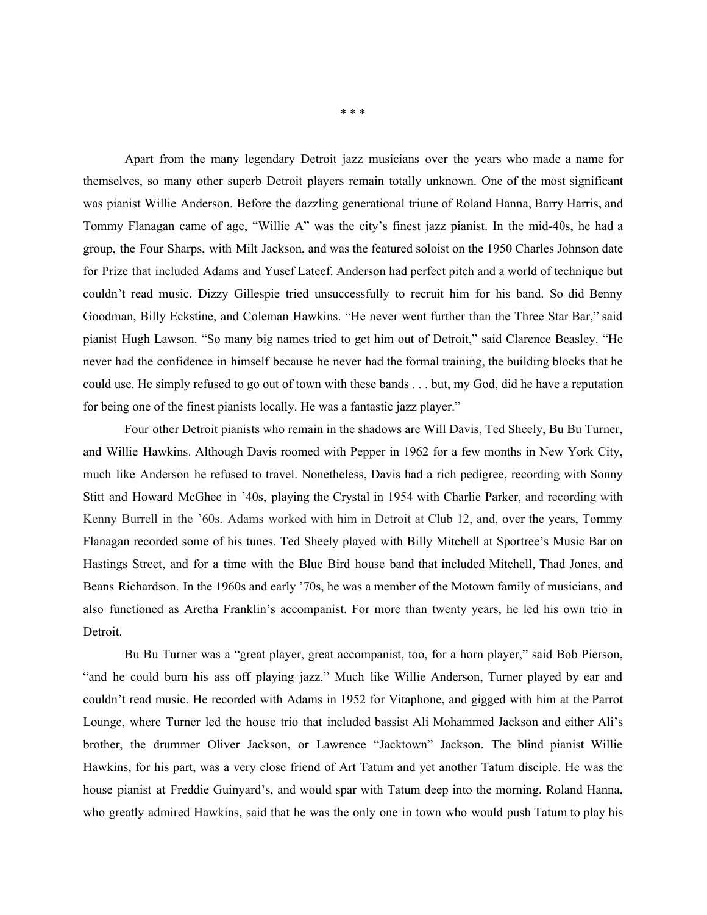\* \* \*

Apart from the many legendary Detroit jazz musicians over the years who made a name for themselves, so many other superb Detroit players remain totally unknown. One of the most significant was pianist Willie Anderson. Before the dazzling generational triune of Roland Hanna, Barry Harris, and Tommy Flanagan came of age, "Willie A" was the city's finest jazz pianist. In the mid-40s, he had a group, the Four Sharps, with Milt Jackson, and was the featured soloist on the 1950 Charles Johnson date for Prize that included Adams and Yusef Lateef. Anderson had perfect pitch and a world of technique but couldn't read music. Dizzy Gillespie tried unsuccessfully to recruit him for his band. So did Benny Goodman, Billy Eckstine, and Coleman Hawkins. "He never went further than the Three Star Bar," said pianist Hugh Lawson. "So many big names tried to get him out of Detroit," said Clarence Beasley. "He never had the confidence in himself because he never had the formal training, the building blocks that he could use. He simply refused to go out of town with these bands . . . but, my God, did he have a reputation for being one of the finest pianists locally. He was a fantastic jazz player."

Four other Detroit pianists who remain in the shadows are Will Davis, Ted Sheely, Bu Bu Turner, and Willie Hawkins. Although Davis roomed with Pepper in 1962 for a few months in New York City, much like Anderson he refused to travel. Nonetheless, Davis had a rich pedigree, recording with Sonny Stitt and Howard McGhee in '40s, playing the Crystal in 1954 with Charlie Parker, and recording with Kenny Burrell in the '60s. Adams worked with him in Detroit at Club 12, and, over the years, Tommy Flanagan recorded some of his tunes. Ted Sheely played with Billy Mitchell at Sportree's Music Bar on Hastings Street, and for a time with the Blue Bird house band that included Mitchell, Thad Jones, and Beans Richardson. In the 1960s and early '70s, he was a member of the Motown family of musicians, and also functioned as Aretha Franklin's accompanist. For more than twenty years, he led his own trio in Detroit.

Bu Bu Turner was a "great player, great accompanist, too, for a horn player," said Bob Pierson, "and he could burn his ass off playing jazz." Much like Willie Anderson, Turner played by ear and couldn't read music. He recorded with Adams in 1952 for Vitaphone, and gigged with him at the Parrot Lounge, where Turner led the house trio that included bassist Ali Mohammed Jackson and either Ali's brother, the drummer Oliver Jackson, or Lawrence "Jacktown" Jackson. The blind pianist Willie Hawkins, for his part, was a very close friend of Art Tatum and yet another Tatum disciple. He was the house pianist at Freddie Guinyard's, and would spar with Tatum deep into the morning. Roland Hanna, who greatly admired Hawkins, said that he was the only one in town who would push Tatum to play his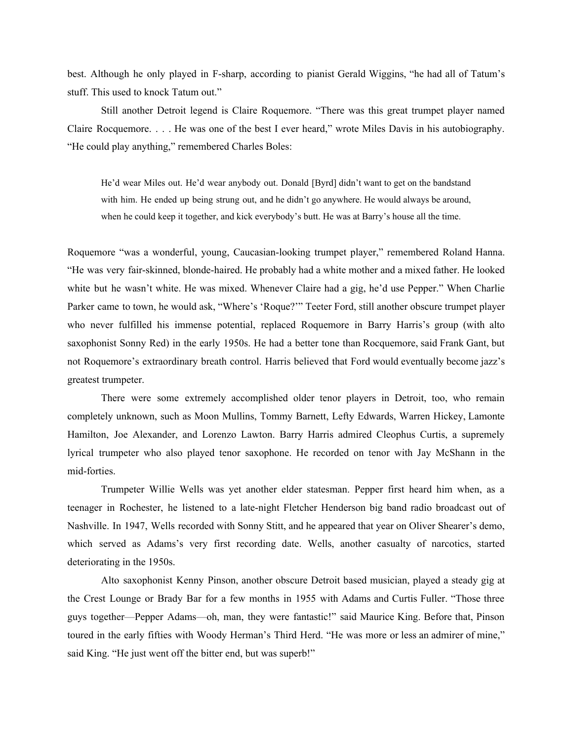best. Although he only played in F-sharp, according to pianist Gerald Wiggins, “he had all of Tatum’s stuff. This used to knock Tatum out.”

Still another Detroit legend is Claire Roquemore. “There was this great trumpet player named Claire Rocquemore. . . . He was one of the best I ever heard,” wrote Miles Davis in his autobiography. “He could play anything,” remembered Charles Boles:

> He’d wear Miles out. He’d wear anybody out. Donald [Byrd] didn’t want to get on the bandstand with him. He ended up being strung out, and he didn’t go anywhere. He would always be around, when he could keep it together, and kick everybody’s butt. He was at Barry’s house all the time.

Roquemore “was a wonderful, young, Caucasian-looking trumpet player,” remembered Roland Hanna. “He was very fair-skinned, blonde-haired. He probably had a white mother and a mixed father. He looked white but he wasn’t white. He was mixed. Whenever Claire had a gig, he’d use Pepper.” When Charlie Parker came to town, he would ask, “Where’s ‘Roque?’” Teeter Ford, still another obscure trumpet player who never fulfilled his immense potential, replaced Roquemore in Barry Harris’s group (with alto saxophonist Sonny Red) in the early 1950s. He had a better tone than Rocquemore, said Frank Gant, but not Roquemore’s extraordinary breath control. Harris believed that Ford would eventually become jazz’s greatest trumpeter.

There were some extremely accomplished older tenor players in Detroit, too, who remain completely unknown, such as Moon Mullins, Tommy Barnett, Lefty Edwards, Warren Hickey, Lamonte Hamilton, Joe Alexander, and Lorenzo Lawton. Barry Harris admired Cleophus Curtis, a supremely lyrical trumpeter who also played tenor saxophone. He recorded on tenor with Jay McShann in the mid-forties.

Trumpeter Willie Wells was yet another elder statesman. Pepper first heard him when, as a teenager in Rochester, he listened to a late-night Fletcher Henderson big band radio broadcast out of Nashville. In 1947, Wells recorded with Sonny Stitt, and he appeared that year on Oliver Shearer’s demo, which served as Adams’s very first recording date. Wells, another casualty of narcotics, started deteriorating in the 1950s.

Alto saxophonist Kenny Pinson, another obscure Detroit based musician, played a steady gig at the Crest Lounge or Brady Bar for a few months in 1955 with Adams and Curtis Fuller. “Those three guys together—Pepper Adams—oh, man, they were fantastic!” said Maurice King. Before that, Pinson toured in the early fifties with Woody Herman’s Third Herd. “He was more or less an admirer of mine,” said King. “He just went off the bitter end, but was superb!”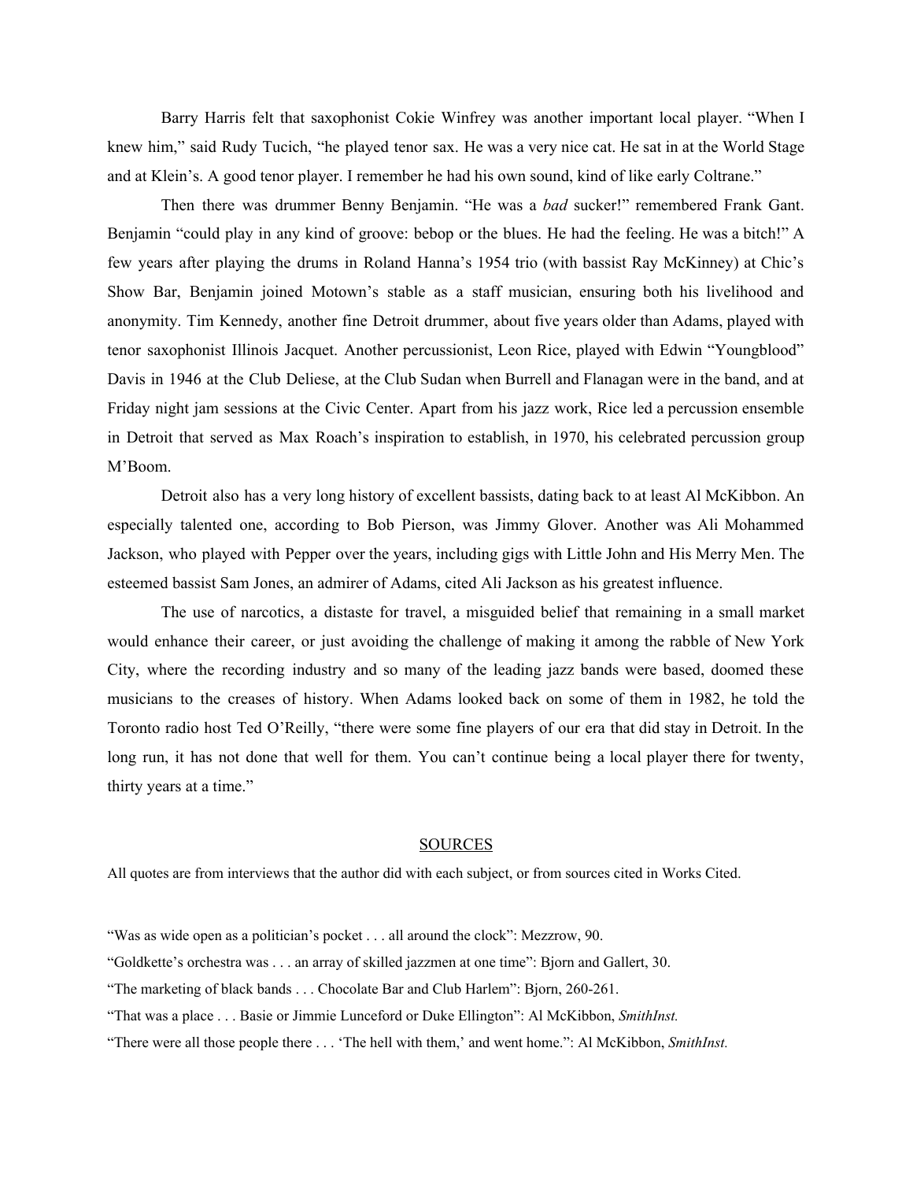Barry Harris felt that saxophonist Cokie Winfrey was another important local player. "When I knew him," said Rudy Tucich, "he played tenor sax. He was a very nice cat. He sat in at the World Stage and at Klein's. A good tenor player. I remember he had his own sound, kind of like early Coltrane."

Then there was drummer Benny Benjamin. "He was a *bad* sucker!" remembered Frank Gant. Benjamin "could play in any kind of groove: bebop or the blues. He had the feeling. He was a bitch!" A few years after playing the drums in Roland Hanna's 1954 trio (with bassist Ray McKinney) at Chic's Show Bar, Benjamin joined Motown's stable as a staff musician, ensuring both his livelihood and anonymity. Tim Kennedy, another fine Detroit drummer, about five years older than Adams, played with tenor saxophonist Illinois Jacquet. Another percussionist, Leon Rice, played with Edwin "Youngblood" Davis in 1946 at the Club Deliese, at the Club Sudan when Burrell and Flanagan were in the band, and at Friday night jam sessions at the Civic Center. Apart from his jazz work, Rice led a percussion ensemble in Detroit that served as Max Roach's inspiration to establish, in 1970, his celebrated percussion group M'Boom.

Detroit also has a very long history of excellent bassists, dating back to at least Al McKibbon. An especially talented one, according to Bob Pierson, was Jimmy Glover. Another was Ali Mohammed Jackson, who played with Pepper over the years, including gigs with Little John and His Merry Men. The esteemed bassist Sam Jones, an admirer of Adams, cited Ali Jackson as his greatest influence.

The use of narcotics, a distaste for travel, a misguided belief that remaining in a small market would enhance their career, or just avoiding the challenge of making it among the rabble of New York City, where the recording industry and so many of the leading jazz bands were based, doomed these musicians to the creases of history. When Adams looked back on some of them in 1982, he told the Toronto radio host Ted O'Reilly, "there were some fine players of our era that did stay in Detroit. In the long run, it has not done that well for them. You can't continue being a local player there for twenty, thirty years at a time."

## SOURCES

All quotes are from interviews that the author did with each subject, or from sources cited in Works Cited.

"Was as wide open as a politician's pocket . . . all around the clock": Mezzrow, 90.

"Goldkette's orchestra was . . . an array of skilled jazzmen at one time": Bjorn and Gallert, 30.

"The marketing of black bands . . . Chocolate Bar and Club Harlem": Bjorn, 260-261.

"That was a place . . . Basie or Jimmie Lunceford or Duke Ellington": Al McKibbon, *SmithInst.*

"There were all those people there . . . 'The hell with them,' and went home.": Al McKibbon, *SmithInst.*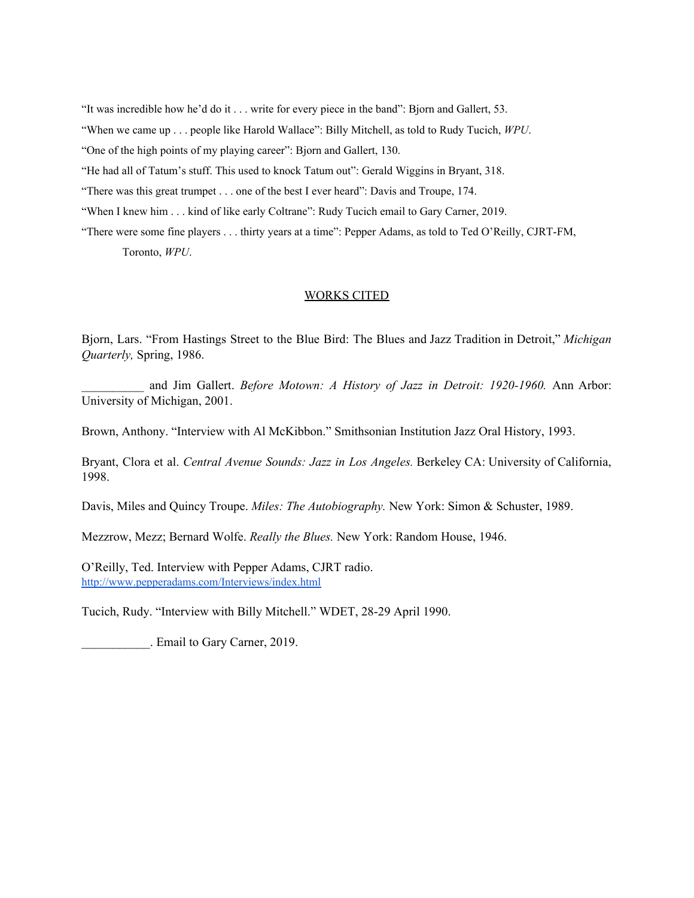"It was incredible how he'd do it . . . write for every piece in the band": Bjorn and Gallert, 53.

"When we came up . . . people like Harold Wallace": Billy Mitchell, as told to Rudy Tucich, *WPU*.

"One of the high points of my playing career": Bjorn and Gallert, 130.

"He had all of Tatum's stuff. This used to knock Tatum out": Gerald Wiggins in Bryant, 318.

"There was this great trumpet . . . one of the best I ever heard": Davis and Troupe, 174.

"When I knew him . . . kind of like early Coltrane": Rudy Tucich email to Gary Carner, 2019.

"There were some fine players . . . thirty years at a time": Pepper Adams, as told to Ted O'Reilly, CJRT-FM, Toronto, *WPU*.

## WORKS CITED

Bjorn, Lars. "From Hastings Street to the Blue Bird: The Blues and Jazz Tradition in Detroit," *Michigan Quarterly,* Spring, 1986.

__________ and Jim Gallert. *Before Motown: A History of Jazz in Detroit: 1920-1960.* Ann Arbor: University of Michigan, 2001.

Brown, Anthony. "Interview with Al McKibbon." Smithsonian Institution Jazz Oral History, 1993.

Bryant, Clora et al. *Central Avenue Sounds: Jazz in Los Angeles.* Berkeley CA: University of California, 1998.

Davis, Miles and Quincy Troupe. *Miles: The Autobiography.* New York: Simon & Schuster, 1989.

Mezzrow, Mezz; Bernard Wolfe. *Really the Blues.* New York: Random House, 1946.

O'Reilly, Ted. Interview with Pepper Adams, CJRT radio.
http://www.pepperadams.com/Interviews/index.html

Tucich, Rudy. "Interview with Billy Mitchell." WDET, 28-29 April 1990.

___________. Email to Gary Carner, 2019.